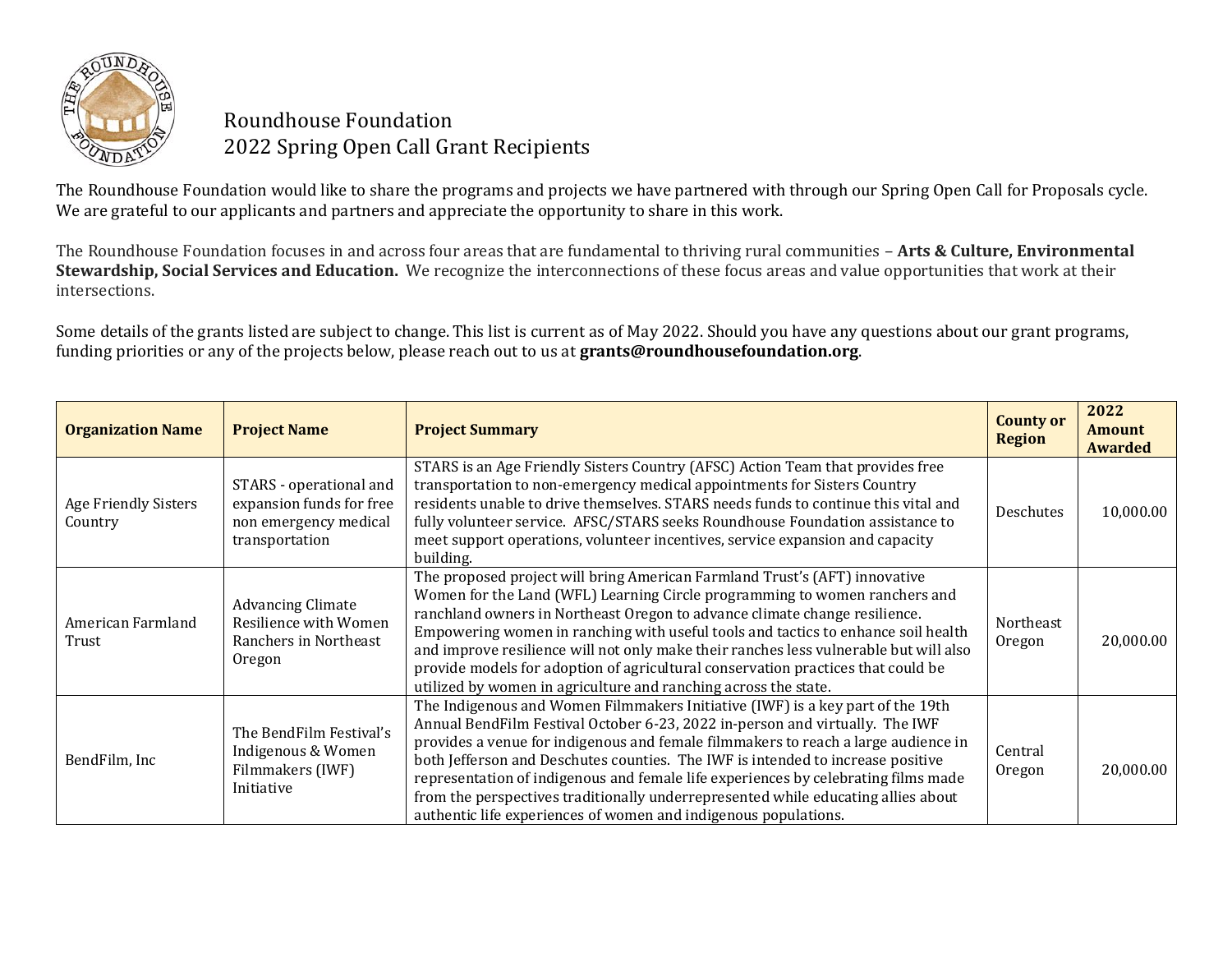# Roundhouse Foundation
## 2022 Spring Open Call Grant Recipients

The Roundhouse Foundation would like to share the programs and projects we have partnered with through our Spring Open Call for Proposals cycle. We are grateful to our applicants and partners and appreciate the opportunity to share in this work.

The Roundhouse Foundation focuses in and across four areas that are fundamental to thriving rural communities – **Arts & Culture, Environmental Stewardship, Social Services and Education.** We recognize the interconnections of these focus areas and value opportunities that work at their intersections.

Some details of the grants listed are subject to change. This list is current as of May 2022. Should you have any questions about our grant programs, funding priorities or any of the projects below, please reach out to us at **grants@roundhousefoundation.org**.

| Organization Name | Project Name | Project Summary | County or Region | 2022 Amount Awarded |
|---|---|---|---|---|
| Age Friendly Sisters Country | STARS - operational and expansion funds for free non emergency medical transportation | STARS is an Age Friendly Sisters Country (AFSC) Action Team that provides free transportation to non-emergency medical appointments for Sisters Country residents unable to drive themselves. STARS needs funds to continue this vital and fully volunteer service. AFSC/STARS seeks Roundhouse Foundation assistance to meet support operations, volunteer incentives, service expansion and capacity building. | Deschutes | 10,000.00 |
| American Farmland Trust | Advancing Climate Resilience with Women Ranchers in Northeast Oregon | The proposed project will bring American Farmland Trust's (AFT) innovative Women for the Land (WFL) Learning Circle programming to women ranchers and ranchland owners in Northeast Oregon to advance climate change resilience. Empowering women in ranching with useful tools and tactics to enhance soil health and improve resilience will not only make their ranches less vulnerable but will also provide models for adoption of agricultural conservation practices that could be utilized by women in agriculture and ranching across the state. | Northeast Oregon | 20,000.00 |
| BendFilm, Inc | The BendFilm Festival's Indigenous & Women Filmmakers (IWF) Initiative | The Indigenous and Women Filmmakers Initiative (IWF) is a key part of the 19th Annual BendFilm Festival October 6-23, 2022 in-person and virtually. The IWF provides a venue for indigenous and female filmmakers to reach a large audience in both Jefferson and Deschutes counties. The IWF is intended to increase positive representation of indigenous and female life experiences by celebrating films made from the perspectives traditionally underrepresented while educating allies about authentic life experiences of women and indigenous populations. | Central Oregon | 20,000.00 |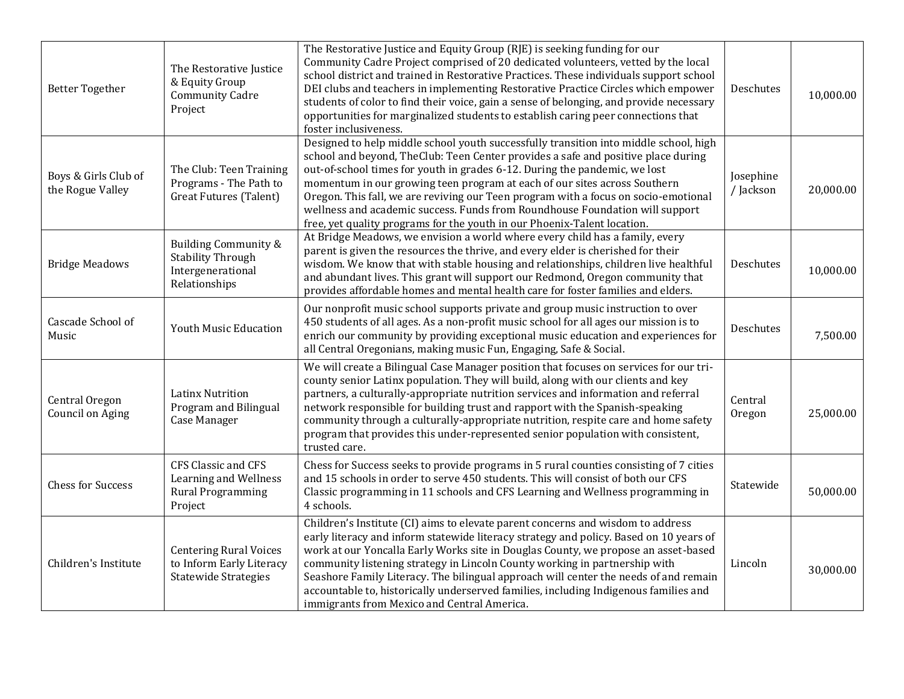| | | | | |
|---|---|---|---|---|
| Better Together | The Restorative Justice & Equity Group Community Cadre Project | The Restorative Justice and Equity Group (RJE) is seeking funding for our Community Cadre Project comprised of 20 dedicated volunteers, vetted by the local school district and trained in Restorative Practices. These individuals support school DEI clubs and teachers in implementing Restorative Practice Circles which empower students of color to find their voice, gain a sense of belonging, and provide necessary opportunities for marginalized students to establish caring peer connections that foster inclusiveness. | Deschutes | 10,000.00 |
| Boys & Girls Club of the Rogue Valley | The Club: Teen Training Programs - The Path to Great Futures (Talent) | Designed to help middle school youth successfully transition into middle school, high school and beyond, TheClub: Teen Center provides a safe and positive place during out-of-school times for youth in grades 6-12. During the pandemic, we lost momentum in our growing teen program at each of our sites across Southern Oregon. This fall, we are reviving our Teen program with a focus on socio-emotional wellness and academic success. Funds from Roundhouse Foundation will support free, yet quality programs for the youth in our Phoenix-Talent location. | Josephine / Jackson | 20,000.00 |
| Bridge Meadows | Building Community & Stability Through Intergenerational Relationships | At Bridge Meadows, we envision a world where every child has a family, every parent is given the resources the thrive, and every elder is cherished for their wisdom. We know that with stable housing and relationships, children live healthful and abundant lives. This grant will support our Redmond, Oregon community that provides affordable homes and mental health care for foster families and elders. | Deschutes | 10,000.00 |
| Cascade School of Music | Youth Music Education | Our nonprofit music school supports private and group music instruction to over 450 students of all ages. As a non-profit music school for all ages our mission is to enrich our community by providing exceptional music education and experiences for all Central Oregonians, making music Fun, Engaging, Safe & Social. | Deschutes | 7,500.00 |
| Central Oregon Council on Aging | Latinx Nutrition Program and Bilingual Case Manager | We will create a Bilingual Case Manager position that focuses on services for our tri-county senior Latinx population. They will build, along with our clients and key partners, a culturally-appropriate nutrition services and information and referral network responsible for building trust and rapport with the Spanish-speaking community through a culturally-appropriate nutrition, respite care and home safety program that provides this under-represented senior population with consistent, trusted care. | Central Oregon | 25,000.00 |
| Chess for Success | CFS Classic and CFS Learning and Wellness Rural Programming Project | Chess for Success seeks to provide programs in 5 rural counties consisting of 7 cities and 15 schools in order to serve 450 students. This will consist of both our CFS Classic programming in 11 schools and CFS Learning and Wellness programming in 4 schools. | Statewide | 50,000.00 |
| Children's Institute | Centering Rural Voices to Inform Early Literacy Statewide Strategies | Children's Institute (CI) aims to elevate parent concerns and wisdom to address early literacy and inform statewide literacy strategy and policy. Based on 10 years of work at our Yoncalla Early Works site in Douglas County, we propose an asset-based community listening strategy in Lincoln County working in partnership with Seashore Family Literacy. The bilingual approach will center the needs of and remain accountable to, historically underserved families, including Indigenous families and immigrants from Mexico and Central America. | Lincoln | 30,000.00 |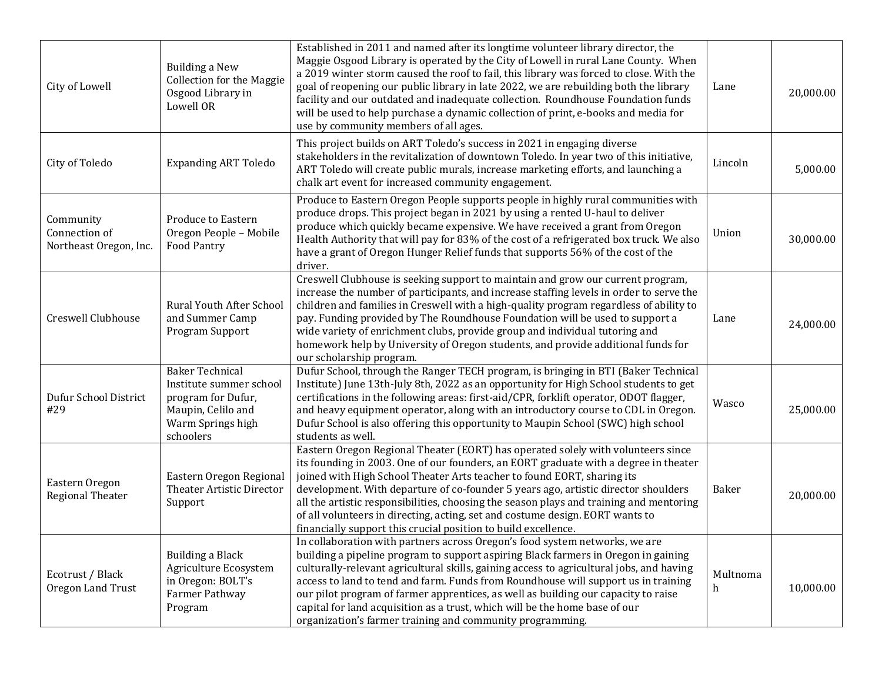| | | | | |
|---|---|---|---|---|
| City of Lowell | Building a New Collection for the Maggie Osgood Library in Lowell OR | Established in 2011 and named after its longtime volunteer library director, the Maggie Osgood Library is operated by the City of Lowell in rural Lane County. When a 2019 winter storm caused the roof to fail, this library was forced to close. With the goal of reopening our public library in late 2022, we are rebuilding both the library facility and our outdated and inadequate collection. Roundhouse Foundation funds will be used to help purchase a dynamic collection of print, e-books and media for use by community members of all ages. | Lane | 20,000.00 |
| City of Toledo | Expanding ART Toledo | This project builds on ART Toledo's success in 2021 in engaging diverse stakeholders in the revitalization of downtown Toledo. In year two of this initiative, ART Toledo will create public murals, increase marketing efforts, and launching a chalk art event for increased community engagement. | Lincoln | 5,000.00 |
| Community Connection of Northeast Oregon, Inc. | Produce to Eastern Oregon People – Mobile Food Pantry | Produce to Eastern Oregon People supports people in highly rural communities with produce drops. This project began in 2021 by using a rented U-haul to deliver produce which quickly became expensive. We have received a grant from Oregon Health Authority that will pay for 83% of the cost of a refrigerated box truck. We also have a grant of Oregon Hunger Relief funds that supports 56% of the cost of the driver. | Union | 30,000.00 |
| Creswell Clubhouse | Rural Youth After School and Summer Camp Program Support | Creswell Clubhouse is seeking support to maintain and grow our current program, increase the number of participants, and increase staffing levels in order to serve the children and families in Creswell with a high-quality program regardless of ability to pay. Funding provided by The Roundhouse Foundation will be used to support a wide variety of enrichment clubs, provide group and individual tutoring and homework help by University of Oregon students, and provide additional funds for our scholarship program. | Lane | 24,000.00 |
| Dufur School District #29 | Baker Technical Institute summer school program for Dufur, Maupin, Celilo and Warm Springs high schoolers | Dufur School, through the Ranger TECH program, is bringing in BTI (Baker Technical Institute) June 13th-July 8th, 2022 as an opportunity for High School students to get certifications in the following areas: first-aid/CPR, forklift operator, ODOT flagger, and heavy equipment operator, along with an introductory course to CDL in Oregon. Dufur School is also offering this opportunity to Maupin School (SWC) high school students as well. | Wasco | 25,000.00 |
| Eastern Oregon Regional Theater | Eastern Oregon Regional Theater Artistic Director Support | Eastern Oregon Regional Theater (EORT) has operated solely with volunteers since its founding in 2003. One of our founders, an EORT graduate with a degree in theater joined with High School Theater Arts teacher to found EORT, sharing its development. With departure of co-founder 5 years ago, artistic director shoulders all the artistic responsibilities, choosing the season plays and training and mentoring of all volunteers in directing, acting, set and costume design. EORT wants to financially support this crucial position to build excellence. | Baker | 20,000.00 |
| Ecotrust / Black Oregon Land Trust | Building a Black Agriculture Ecosystem in Oregon: BOLT's Farmer Pathway Program | In collaboration with partners across Oregon's food system networks, we are building a pipeline program to support aspiring Black farmers in Oregon in gaining culturally-relevant agricultural skills, gaining access to agricultural jobs, and having access to land to tend and farm. Funds from Roundhouse will support us in training our pilot program of farmer apprentices, as well as building our capacity to raise capital for land acquisition as a trust, which will be the home base of our organization's farmer training and community programming. | Multnomah | 10,000.00 |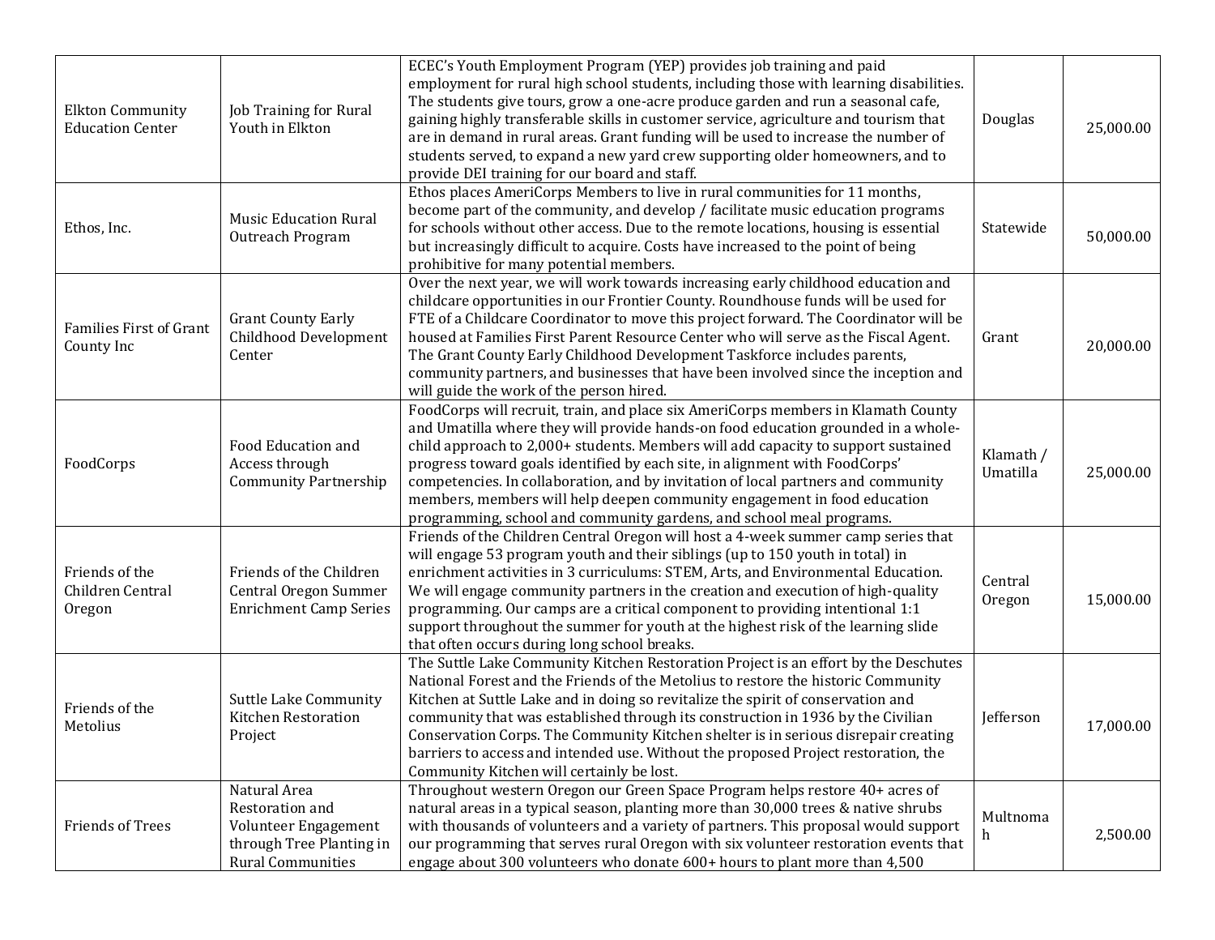| | | | | |
|---|---|---|---|---|
| Elkton Community Education Center | Job Training for Rural Youth in Elkton | ECEC's Youth Employment Program (YEP) provides job training and paid employment for rural high school students, including those with learning disabilities. The students give tours, grow a one-acre produce garden and run a seasonal cafe, gaining highly transferable skills in customer service, agriculture and tourism that are in demand in rural areas. Grant funding will be used to increase the number of students served, to expand a new yard crew supporting older homeowners, and to provide DEI training for our board and staff. | Douglas | 25,000.00 |
| Ethos, Inc. | Music Education Rural Outreach Program | Ethos places AmeriCorps Members to live in rural communities for 11 months, become part of the community, and develop / facilitate music education programs for schools without other access. Due to the remote locations, housing is essential but increasingly difficult to acquire. Costs have increased to the point of being prohibitive for many potential members. | Statewide | 50,000.00 |
| Families First of Grant County Inc | Grant County Early Childhood Development Center | Over the next year, we will work towards increasing early childhood education and childcare opportunities in our Frontier County. Roundhouse funds will be used for FTE of a Childcare Coordinator to move this project forward. The Coordinator will be housed at Families First Parent Resource Center who will serve as the Fiscal Agent. The Grant County Early Childhood Development Taskforce includes parents, community partners, and businesses that have been involved since the inception and will guide the work of the person hired. | Grant | 20,000.00 |
| FoodCorps | Food Education and Access through Community Partnership | FoodCorps will recruit, train, and place six AmeriCorps members in Klamath County and Umatilla where they will provide hands-on food education grounded in a whole-child approach to 2,000+ students. Members will add capacity to support sustained progress toward goals identified by each site, in alignment with FoodCorps' competencies. In collaboration, and by invitation of local partners and community members, members will help deepen community engagement in food education programming, school and community gardens, and school meal programs. | Klamath / Umatilla | 25,000.00 |
| Friends of the Children Central Oregon | Friends of the Children Central Oregon Summer Enrichment Camp Series | Friends of the Children Central Oregon will host a 4-week summer camp series that will engage 53 program youth and their siblings (up to 150 youth in total) in enrichment activities in 3 curriculums: STEM, Arts, and Environmental Education. We will engage community partners in the creation and execution of high-quality programming. Our camps are a critical component to providing intentional 1:1 support throughout the summer for youth at the highest risk of the learning slide that often occurs during long school breaks. | Central Oregon | 15,000.00 |
| Friends of the Metolius | Suttle Lake Community Kitchen Restoration Project | The Suttle Lake Community Kitchen Restoration Project is an effort by the Deschutes National Forest and the Friends of the Metolius to restore the historic Community Kitchen at Suttle Lake and in doing so revitalize the spirit of conservation and community that was established through its construction in 1936 by the Civilian Conservation Corps. The Community Kitchen shelter is in serious disrepair creating barriers to access and intended use. Without the proposed Project restoration, the Community Kitchen will certainly be lost. | Jefferson | 17,000.00 |
| Friends of Trees | Natural Area Restoration and Volunteer Engagement through Tree Planting in Rural Communities | Throughout western Oregon our Green Space Program helps restore 40+ acres of natural areas in a typical season, planting more than 30,000 trees & native shrubs with thousands of volunteers and a variety of partners. This proposal would support our programming that serves rural Oregon with six volunteer restoration events that engage about 300 volunteers who donate 600+ hours to plant more than 4,500 | Multnomah | 2,500.00 |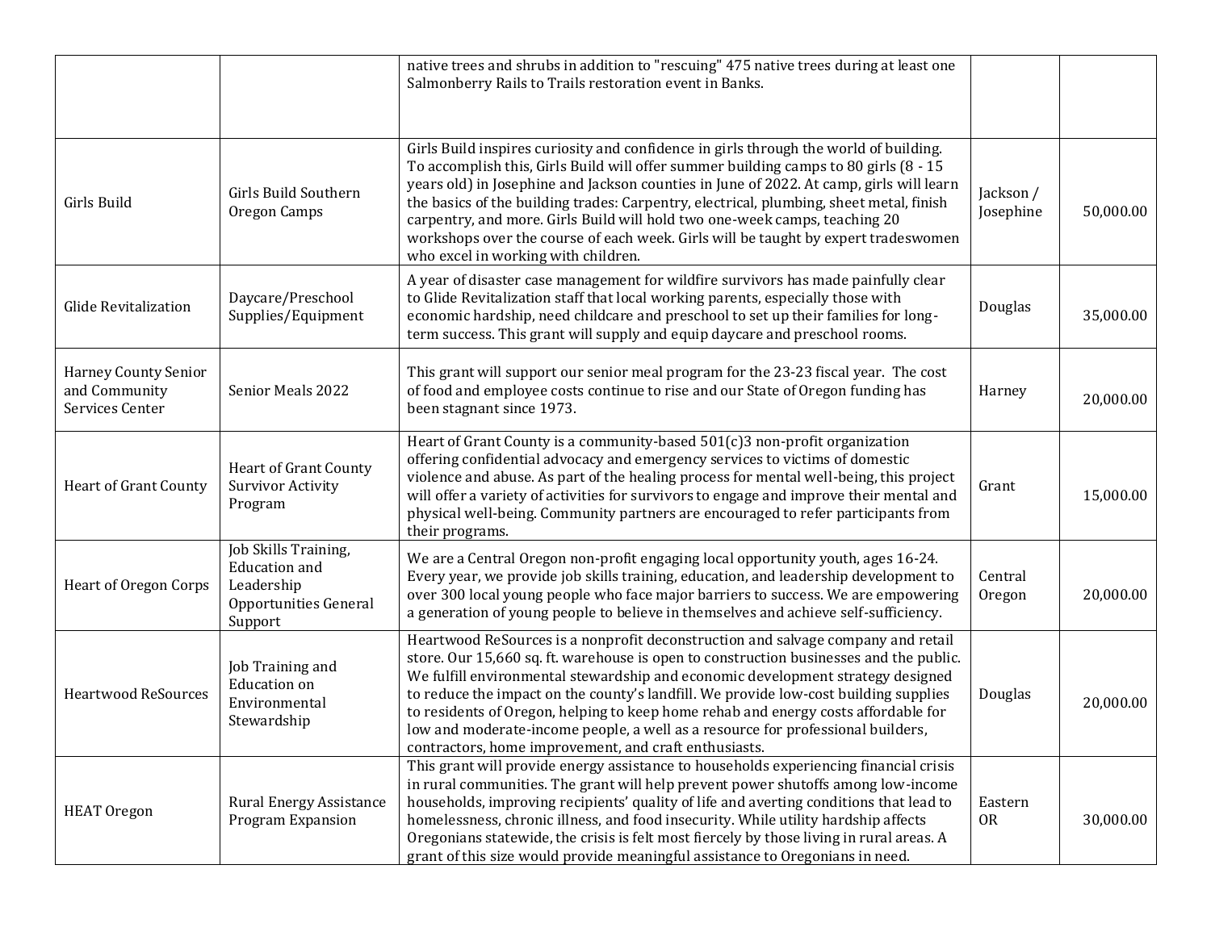| | | | | |
|---|---|---|---|---|
| | | native trees and shrubs in addition to "rescuing" 475 native trees during at least one Salmonberry Rails to Trails restoration event in Banks. | | |
| Girls Build | Girls Build Southern Oregon Camps | Girls Build inspires curiosity and confidence in girls through the world of building. To accomplish this, Girls Build will offer summer building camps to 80 girls (8 - 15 years old) in Josephine and Jackson counties in June of 2022. At camp, girls will learn the basics of the building trades: Carpentry, electrical, plumbing, sheet metal, finish carpentry, and more. Girls Build will hold two one-week camps, teaching 20 workshops over the course of each week. Girls will be taught by expert tradeswomen who excel in working with children. | Jackson / Josephine | 50,000.00 |
| Glide Revitalization | Daycare/Preschool Supplies/Equipment | A year of disaster case management for wildfire survivors has made painfully clear to Glide Revitalization staff that local working parents, especially those with economic hardship, need childcare and preschool to set up their families for long-term success. This grant will supply and equip daycare and preschool rooms. | Douglas | 35,000.00 |
| Harney County Senior and Community Services Center | Senior Meals 2022 | This grant will support our senior meal program for the 23-23 fiscal year. The cost of food and employee costs continue to rise and our State of Oregon funding has been stagnant since 1973. | Harney | 20,000.00 |
| Heart of Grant County | Heart of Grant County Survivor Activity Program | Heart of Grant County is a community-based 501(c)3 non-profit organization offering confidential advocacy and emergency services to victims of domestic violence and abuse. As part of the healing process for mental well-being, this project will offer a variety of activities for survivors to engage and improve their mental and physical well-being. Community partners are encouraged to refer participants from their programs. | Grant | 15,000.00 |
| Heart of Oregon Corps | Job Skills Training, Education and Leadership Opportunities General Support | We are a Central Oregon non-profit engaging local opportunity youth, ages 16-24. Every year, we provide job skills training, education, and leadership development to over 300 local young people who face major barriers to success. We are empowering a generation of young people to believe in themselves and achieve self-sufficiency. | Central Oregon | 20,000.00 |
| Heartwood ReSources | Job Training and Education on Environmental Stewardship | Heartwood ReSources is a nonprofit deconstruction and salvage company and retail store. Our 15,660 sq. ft. warehouse is open to construction businesses and the public. We fulfill environmental stewardship and economic development strategy designed to reduce the impact on the county's landfill. We provide low-cost building supplies to residents of Oregon, helping to keep home rehab and energy costs affordable for low and moderate-income people, a well as a resource for professional builders, contractors, home improvement, and craft enthusiasts. | Douglas | 20,000.00 |
| HEAT Oregon | Rural Energy Assistance Program Expansion | This grant will provide energy assistance to households experiencing financial crisis in rural communities. The grant will help prevent power shutoffs among low-income households, improving recipients' quality of life and averting conditions that lead to homelessness, chronic illness, and food insecurity. While utility hardship affects Oregonians statewide, the crisis is felt most fiercely by those living in rural areas. A grant of this size would provide meaningful assistance to Oregonians in need. | Eastern OR | 30,000.00 |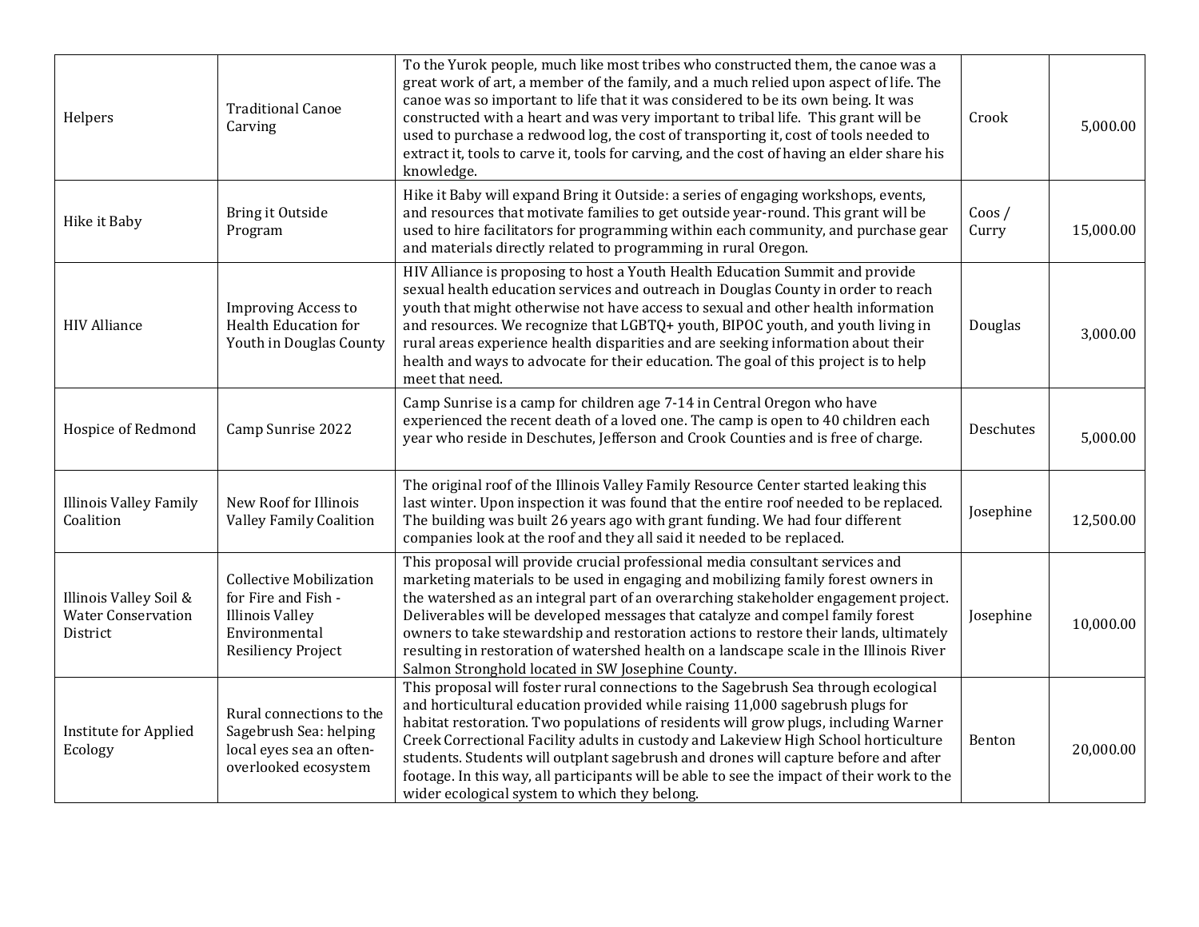| | | | | |
|---|---|---|---|---|
| Helpers | Traditional Canoe Carving | To the Yurok people, much like most tribes who constructed them, the canoe was a great work of art, a member of the family, and a much relied upon aspect of life. The canoe was so important to life that it was considered to be its own being. It was constructed with a heart and was very important to tribal life. This grant will be used to purchase a redwood log, the cost of transporting it, cost of tools needed to extract it, tools to carve it, tools for carving, and the cost of having an elder share his knowledge. | Crook | 5,000.00 |
| Hike it Baby | Bring it Outside Program | Hike it Baby will expand Bring it Outside: a series of engaging workshops, events, and resources that motivate families to get outside year-round. This grant will be used to hire facilitators for programming within each community, and purchase gear and materials directly related to programming in rural Oregon. | Coos / Curry | 15,000.00 |
| HIV Alliance | Improving Access to Health Education for Youth in Douglas County | HIV Alliance is proposing to host a Youth Health Education Summit and provide sexual health education services and outreach in Douglas County in order to reach youth that might otherwise not have access to sexual and other health information and resources. We recognize that LGBTQ+ youth, BIPOC youth, and youth living in rural areas experience health disparities and are seeking information about their health and ways to advocate for their education. The goal of this project is to help meet that need. | Douglas | 3,000.00 |
| Hospice of Redmond | Camp Sunrise 2022 | Camp Sunrise is a camp for children age 7-14 in Central Oregon who have experienced the recent death of a loved one. The camp is open to 40 children each year who reside in Deschutes, Jefferson and Crook Counties and is free of charge. | Deschutes | 5,000.00 |
| Illinois Valley Family Coalition | New Roof for Illinois Valley Family Coalition | The original roof of the Illinois Valley Family Resource Center started leaking this last winter. Upon inspection it was found that the entire roof needed to be replaced. The building was built 26 years ago with grant funding. We had four different companies look at the roof and they all said it needed to be replaced. | Josephine | 12,500.00 |
| Illinois Valley Soil & Water Conservation District | Collective Mobilization for Fire and Fish - Illinois Valley Environmental Resiliency Project | This proposal will provide crucial professional media consultant services and marketing materials to be used in engaging and mobilizing family forest owners in the watershed as an integral part of an overarching stakeholder engagement project. Deliverables will be developed messages that catalyze and compel family forest owners to take stewardship and restoration actions to restore their lands, ultimately resulting in restoration of watershed health on a landscape scale in the Illinois River Salmon Stronghold located in SW Josephine County. | Josephine | 10,000.00 |
| Institute for Applied Ecology | Rural connections to the Sagebrush Sea: helping local eyes sea an often-overlooked ecosystem | This proposal will foster rural connections to the Sagebrush Sea through ecological and horticultural education provided while raising 11,000 sagebrush plugs for habitat restoration. Two populations of residents will grow plugs, including Warner Creek Correctional Facility adults in custody and Lakeview High School horticulture students. Students will outplant sagebrush and drones will capture before and after footage. In this way, all participants will be able to see the impact of their work to the wider ecological system to which they belong. | Benton | 20,000.00 |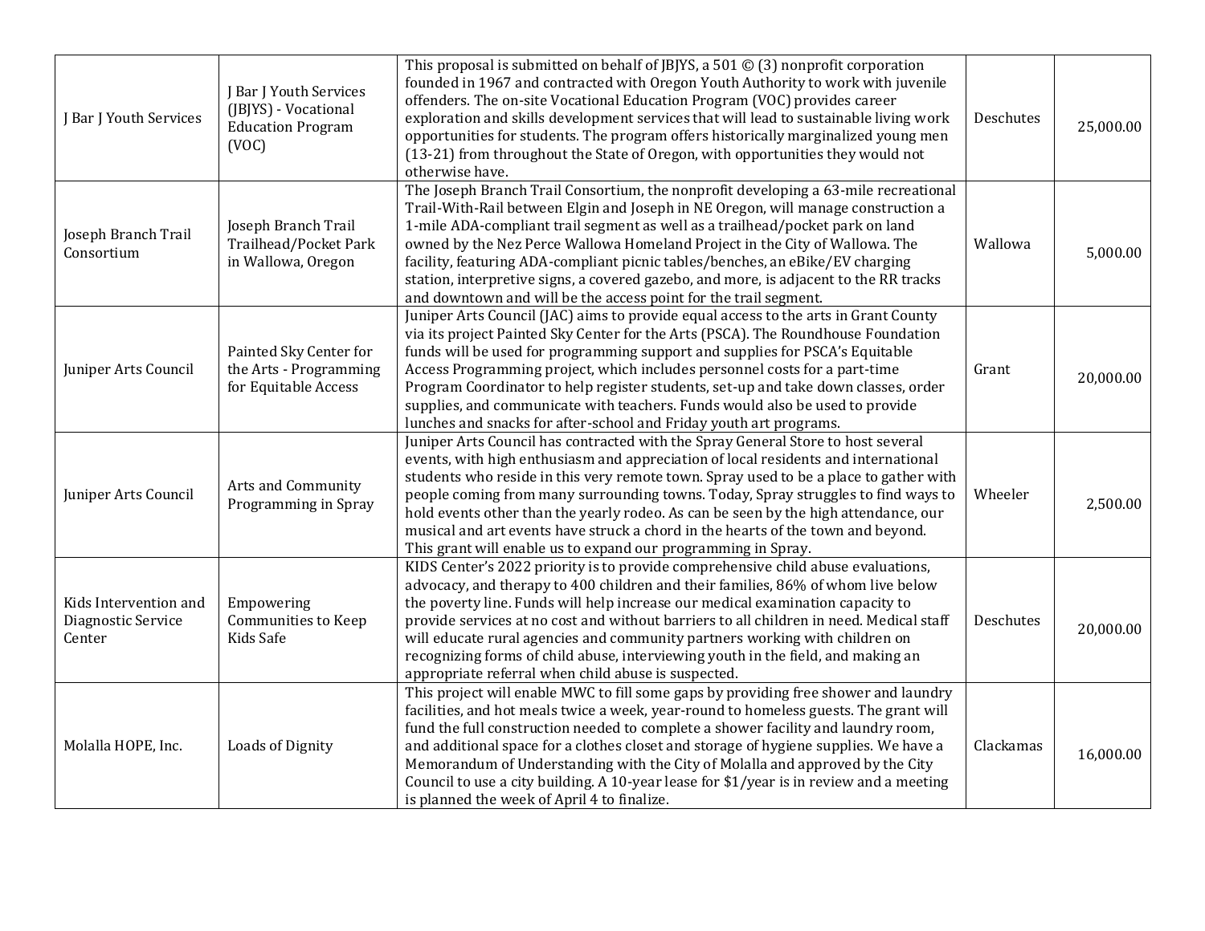| | | | | |
|---|---|---|---|---|
| J Bar J Youth Services | J Bar J Youth Services (JBJYS) - Vocational Education Program (VOC) | This proposal is submitted on behalf of JBJYS, a 501 © (3) nonprofit corporation founded in 1967 and contracted with Oregon Youth Authority to work with juvenile offenders. The on-site Vocational Education Program (VOC) provides career exploration and skills development services that will lead to sustainable living work opportunities for students. The program offers historically marginalized young men (13-21) from throughout the State of Oregon, with opportunities they would not otherwise have. | Deschutes | 25,000.00 |
| Joseph Branch Trail Consortium | Joseph Branch Trail Trailhead/Pocket Park in Wallowa, Oregon | The Joseph Branch Trail Consortium, the nonprofit developing a 63-mile recreational Trail-With-Rail between Elgin and Joseph in NE Oregon, will manage construction a 1-mile ADA-compliant trail segment as well as a trailhead/pocket park on land owned by the Nez Perce Wallowa Homeland Project in the City of Wallowa. The facility, featuring ADA-compliant picnic tables/benches, an eBike/EV charging station, interpretive signs, a covered gazebo, and more, is adjacent to the RR tracks and downtown and will be the access point for the trail segment. | Wallowa | 5,000.00 |
| Juniper Arts Council | Painted Sky Center for the Arts - Programming for Equitable Access | Juniper Arts Council (JAC) aims to provide equal access to the arts in Grant County via its project Painted Sky Center for the Arts (PSCA). The Roundhouse Foundation funds will be used for programming support and supplies for PSCA's Equitable Access Programming project, which includes personnel costs for a part-time Program Coordinator to help register students, set-up and take down classes, order supplies, and communicate with teachers. Funds would also be used to provide lunches and snacks for after-school and Friday youth art programs. | Grant | 20,000.00 |
| Juniper Arts Council | Arts and Community Programming in Spray | Juniper Arts Council has contracted with the Spray General Store to host several events, with high enthusiasm and appreciation of local residents and international students who reside in this very remote town. Spray used to be a place to gather with people coming from many surrounding towns. Today, Spray struggles to find ways to hold events other than the yearly rodeo. As can be seen by the high attendance, our musical and art events have struck a chord in the hearts of the town and beyond. This grant will enable us to expand our programming in Spray. | Wheeler | 2,500.00 |
| Kids Intervention and Diagnostic Service Center | Empowering Communities to Keep Kids Safe | KIDS Center's 2022 priority is to provide comprehensive child abuse evaluations, advocacy, and therapy to 400 children and their families, 86% of whom live below the poverty line. Funds will help increase our medical examination capacity to provide services at no cost and without barriers to all children in need. Medical staff will educate rural agencies and community partners working with children on recognizing forms of child abuse, interviewing youth in the field, and making an appropriate referral when child abuse is suspected. | Deschutes | 20,000.00 |
| Molalla HOPE, Inc. | Loads of Dignity | This project will enable MWC to fill some gaps by providing free shower and laundry facilities, and hot meals twice a week, year-round to homeless guests. The grant will fund the full construction needed to complete a shower facility and laundry room, and additional space for a clothes closet and storage of hygiene supplies. We have a Memorandum of Understanding with the City of Molalla and approved by the City Council to use a city building. A 10-year lease for $1/year is in review and a meeting is planned the week of April 4 to finalize. | Clackamas | 16,000.00 |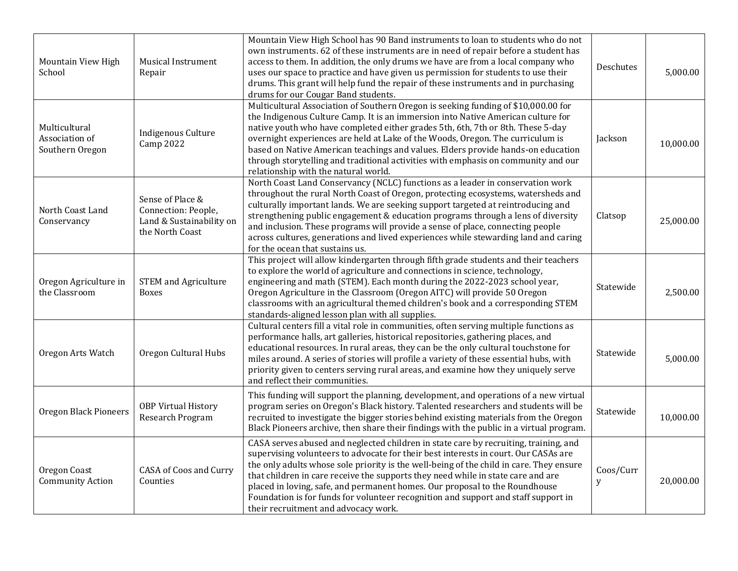| | | | | |
|---|---|---|---|---|
| Mountain View High School | Musical Instrument Repair | Mountain View High School has 90 Band instruments to loan to students who do not own instruments. 62 of these instruments are in need of repair before a student has access to them. In addition, the only drums we have are from a local company who uses our space to practice and have given us permission for students to use their drums. This grant will help fund the repair of these instruments and in purchasing drums for our Cougar Band students. | Deschutes | 5,000.00 |
| Multicultural Association of Southern Oregon | Indigenous Culture Camp 2022 | Multicultural Association of Southern Oregon is seeking funding of $10,000.00 for the Indigenous Culture Camp. It is an immersion into Native American culture for native youth who have completed either grades 5th, 6th, 7th or 8th. These 5-day overnight experiences are held at Lake of the Woods, Oregon. The curriculum is based on Native American teachings and values. Elders provide hands-on education through storytelling and traditional activities with emphasis on community and our relationship with the natural world. | Jackson | 10,000.00 |
| North Coast Land Conservancy | Sense of Place & Connection: People, Land & Sustainability on the North Coast | North Coast Land Conservancy (NCLC) functions as a leader in conservation work throughout the rural North Coast of Oregon, protecting ecosystems, watersheds and culturally important lands. We are seeking support targeted at reintroducing and strengthening public engagement & education programs through a lens of diversity and inclusion. These programs will provide a sense of place, connecting people across cultures, generations and lived experiences while stewarding land and caring for the ocean that sustains us. | Clatsop | 25,000.00 |
| Oregon Agriculture in the Classroom | STEM and Agriculture Boxes | This project will allow kindergarten through fifth grade students and their teachers to explore the world of agriculture and connections in science, technology, engineering and math (STEM). Each month during the 2022-2023 school year, Oregon Agriculture in the Classroom (Oregon AITC) will provide 50 Oregon classrooms with an agricultural themed children's book and a corresponding STEM standards-aligned lesson plan with all supplies. | Statewide | 2,500.00 |
| Oregon Arts Watch | Oregon Cultural Hubs | Cultural centers fill a vital role in communities, often serving multiple functions as performance halls, art galleries, historical repositories, gathering places, and educational resources. In rural areas, they can be the only cultural touchstone for miles around. A series of stories will profile a variety of these essential hubs, with priority given to centers serving rural areas, and examine how they uniquely serve and reflect their communities. | Statewide | 5,000.00 |
| Oregon Black Pioneers | OBP Virtual History Research Program | This funding will support the planning, development, and operations of a new virtual program series on Oregon's Black history. Talented researchers and students will be recruited to investigate the bigger stories behind existing materials from the Oregon Black Pioneers archive, then share their findings with the public in a virtual program. | Statewide | 10,000.00 |
| Oregon Coast Community Action | CASA of Coos and Curry Counties | CASA serves abused and neglected children in state care by recruiting, training, and supervising volunteers to advocate for their best interests in court. Our CASAs are the only adults whose sole priority is the well-being of the child in care. They ensure that children in care receive the supports they need while in state care and are placed in loving, safe, and permanent homes. Our proposal to the Roundhouse Foundation is for funds for volunteer recognition and support and staff support in their recruitment and advocacy work. | Coos/Curry | 20,000.00 |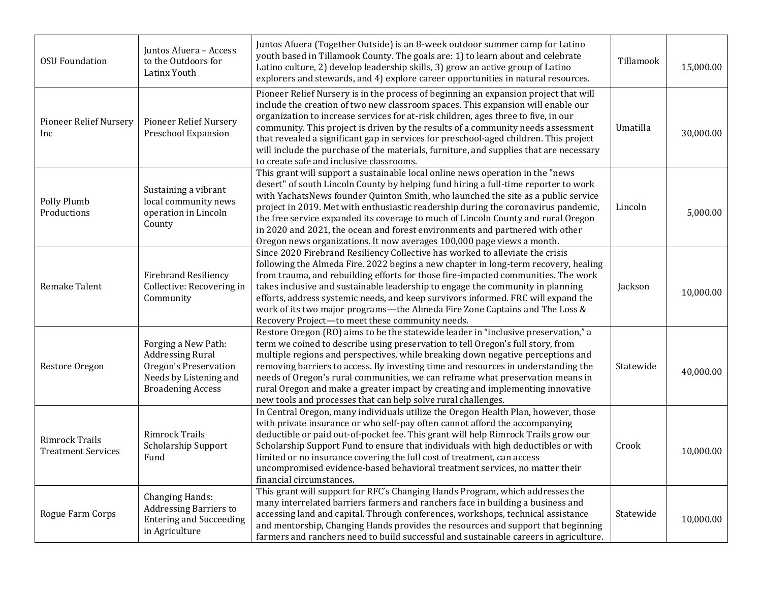| | | | | |
|---|---|---|---|---|
| OSU Foundation | Juntos Afuera – Access to the Outdoors for Latinx Youth | Juntos Afuera (Together Outside) is an 8-week outdoor summer camp for Latino youth based in Tillamook County. The goals are: 1) to learn about and celebrate Latino culture, 2) develop leadership skills, 3) grow an active group of Latino explorers and stewards, and 4) explore career opportunities in natural resources. | Tillamook | 15,000.00 |
| Pioneer Relief Nursery Inc | Pioneer Relief Nursery Preschool Expansion | Pioneer Relief Nursery is in the process of beginning an expansion project that will include the creation of two new classroom spaces. This expansion will enable our organization to increase services for at-risk children, ages three to five, in our community. This project is driven by the results of a community needs assessment that revealed a significant gap in services for preschool-aged children. This project will include the purchase of the materials, furniture, and supplies that are necessary to create safe and inclusive classrooms. | Umatilla | 30,000.00 |
| Polly Plumb Productions | Sustaining a vibrant local community news operation in Lincoln County | This grant will support a sustainable local online news operation in the "news desert" of south Lincoln County by helping fund hiring a full-time reporter to work with YachatsNews founder Quinton Smith, who launched the site as a public service project in 2019. Met with enthusiastic readership during the coronavirus pandemic, the free service expanded its coverage to much of Lincoln County and rural Oregon in 2020 and 2021, the ocean and forest environments and partnered with other Oregon news organizations. It now averages 100,000 page views a month. | Lincoln | 5,000.00 |
| Remake Talent | Firebrand Resiliency Collective: Recovering in Community | Since 2020 Firebrand Resiliency Collective has worked to alleviate the crisis following the Almeda Fire. 2022 begins a new chapter in long-term recovery, healing from trauma, and rebuilding efforts for those fire-impacted communities. The work takes inclusive and sustainable leadership to engage the community in planning efforts, address systemic needs, and keep survivors informed. FRC will expand the work of its two major programs—the Almeda Fire Zone Captains and The Loss & Recovery Project—to meet these community needs. | Jackson | 10,000.00 |
| Restore Oregon | Forging a New Path: Addressing Rural Oregon's Preservation Needs by Listening and Broadening Access | Restore Oregon (RO) aims to be the statewide leader in "inclusive preservation," a term we coined to describe using preservation to tell Oregon's full story, from multiple regions and perspectives, while breaking down negative perceptions and removing barriers to access. By investing time and resources in understanding the needs of Oregon's rural communities, we can reframe what preservation means in rural Oregon and make a greater impact by creating and implementing innovative new tools and processes that can help solve rural challenges. | Statewide | 40,000.00 |
| Rimrock Trails Treatment Services | Rimrock Trails Scholarship Support Fund | In Central Oregon, many individuals utilize the Oregon Health Plan, however, those with private insurance or who self-pay often cannot afford the accompanying deductible or paid out-of-pocket fee. This grant will help Rimrock Trails grow our Scholarship Support Fund to ensure that individuals with high deductibles or with limited or no insurance covering the full cost of treatment, can access uncompromised evidence-based behavioral treatment services, no matter their financial circumstances. | Crook | 10,000.00 |
| Rogue Farm Corps | Changing Hands: Addressing Barriers to Entering and Succeeding in Agriculture | This grant will support for RFC's Changing Hands Program, which addresses the many interrelated barriers farmers and ranchers face in building a business and accessing land and capital. Through conferences, workshops, technical assistance and mentorship, Changing Hands provides the resources and support that beginning farmers and ranchers need to build successful and sustainable careers in agriculture. | Statewide | 10,000.00 |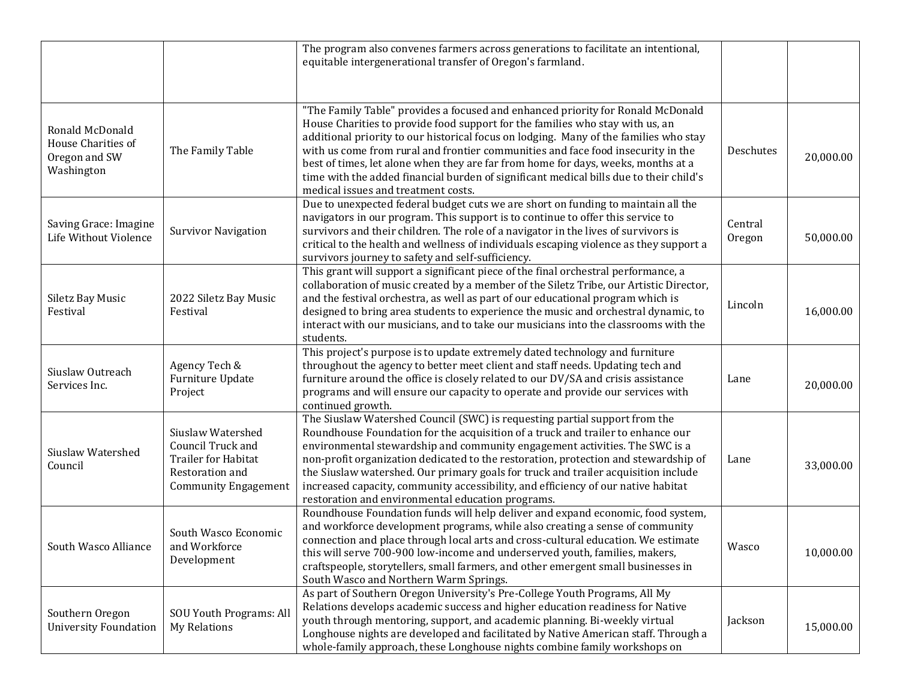|  |  |  |  |  |
|---|---|---|---|---|
|  |  | The program also convenes farmers across generations to facilitate an intentional, equitable intergenerational transfer of Oregon's farmland. |  |  |
| Ronald McDonald House Charities of Oregon and SW Washington | The Family Table | "The Family Table" provides a focused and enhanced priority for Ronald McDonald House Charities to provide food support for the families who stay with us, an additional priority to our historical focus on lodging. Many of the families who stay with us come from rural and frontier communities and face food insecurity in the best of times, let alone when they are far from home for days, weeks, months at a time with the added financial burden of significant medical bills due to their child's medical issues and treatment costs. | Deschutes | 20,000.00 |
| Saving Grace: Imagine Life Without Violence | Survivor Navigation | Due to unexpected federal budget cuts we are short on funding to maintain all the navigators in our program. This support is to continue to offer this service to survivors and their children. The role of a navigator in the lives of survivors is critical to the health and wellness of individuals escaping violence as they support a survivors journey to safety and self-sufficiency. | Central Oregon | 50,000.00 |
| Siletz Bay Music Festival | 2022 Siletz Bay Music Festival | This grant will support a significant piece of the final orchestral performance, a collaboration of music created by a member of the Siletz Tribe, our Artistic Director, and the festival orchestra, as well as part of our educational program which is designed to bring area students to experience the music and orchestral dynamic, to interact with our musicians, and to take our musicians into the classrooms with the students. | Lincoln | 16,000.00 |
| Siuslaw Outreach Services Inc. | Agency Tech & Furniture Update Project | This project's purpose is to update extremely dated technology and furniture throughout the agency to better meet client and staff needs. Updating tech and furniture around the office is closely related to our DV/SA and crisis assistance programs and will ensure our capacity to operate and provide our services with continued growth. | Lane | 20,000.00 |
| Siuslaw Watershed Council | Siuslaw Watershed Council Truck and Trailer for Habitat Restoration and Community Engagement | The Siuslaw Watershed Council (SWC) is requesting partial support from the Roundhouse Foundation for the acquisition of a truck and trailer to enhance our environmental stewardship and community engagement activities. The SWC is a non-profit organization dedicated to the restoration, protection and stewardship of the Siuslaw watershed. Our primary goals for truck and trailer acquisition include increased capacity, community accessibility, and efficiency of our native habitat restoration and environmental education programs. | Lane | 33,000.00 |
| South Wasco Alliance | South Wasco Economic and Workforce Development | Roundhouse Foundation funds will help deliver and expand economic, food system, and workforce development programs, while also creating a sense of community connection and place through local arts and cross-cultural education. We estimate this will serve 700-900 low-income and underserved youth, families, makers, craftspeople, storytellers, small farmers, and other emergent small businesses in South Wasco and Northern Warm Springs. | Wasco | 10,000.00 |
| Southern Oregon University Foundation | SOU Youth Programs: All My Relations | As part of Southern Oregon University's Pre-College Youth Programs, All My Relations develops academic success and higher education readiness for Native youth through mentoring, support, and academic planning. Bi-weekly virtual Longhouse nights are developed and facilitated by Native American staff. Through a whole-family approach, these Longhouse nights combine family workshops on | Jackson | 15,000.00 |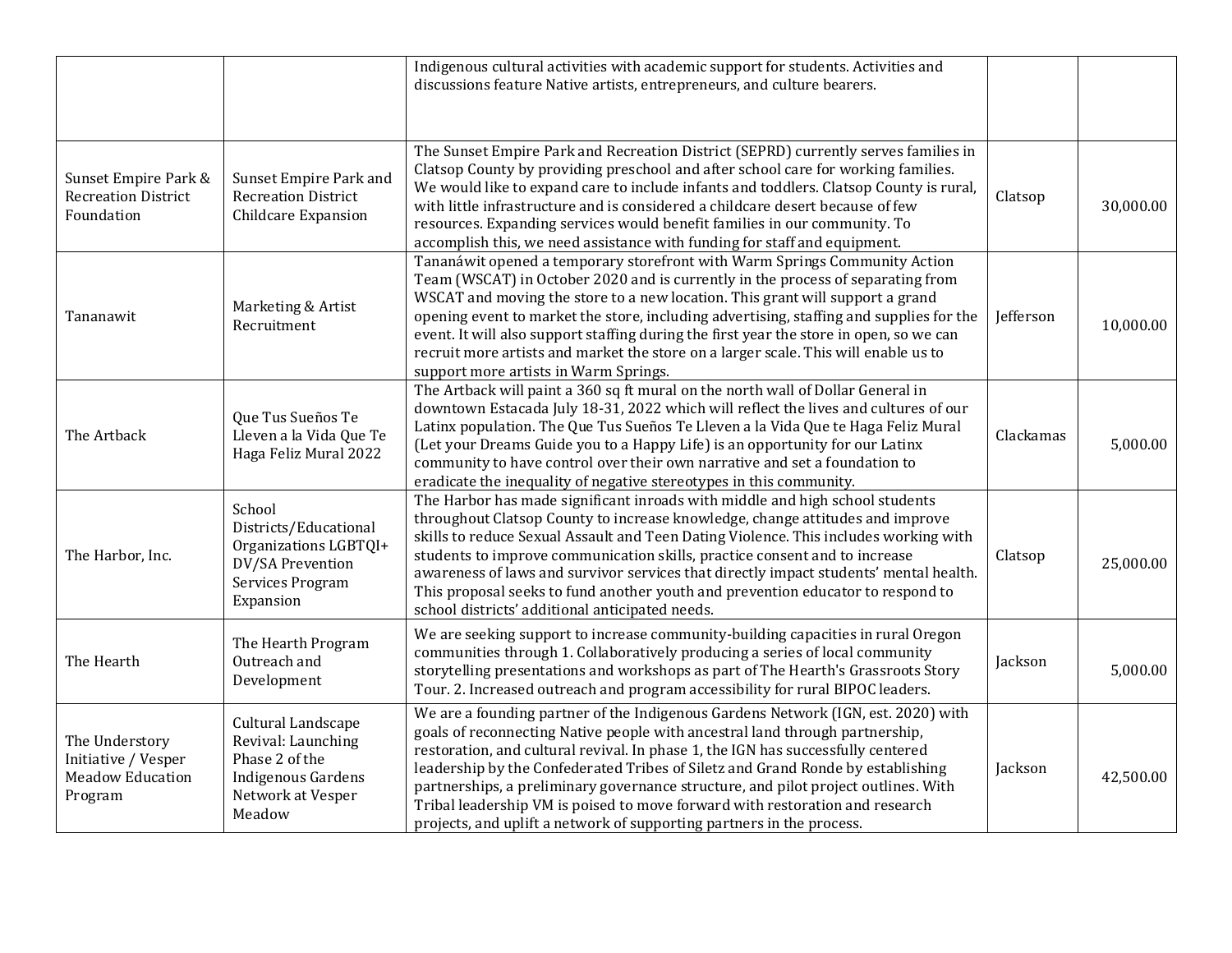| | | | | |
|---|---|---|---|---|
| | | Indigenous cultural activities with academic support for students. Activities and discussions feature Native artists, entrepreneurs, and culture bearers. | | |
| Sunset Empire Park & Recreation District Foundation | Sunset Empire Park and Recreation District Childcare Expansion | The Sunset Empire Park and Recreation District (SEPRD) currently serves families in Clatsop County by providing preschool and after school care for working families. We would like to expand care to include infants and toddlers. Clatsop County is rural, with little infrastructure and is considered a childcare desert because of few resources. Expanding services would benefit families in our community. To accomplish this, we need assistance with funding for staff and equipment. | Clatsop | 30,000.00 |
| Tananawit | Marketing & Artist Recruitment | Tananáwit opened a temporary storefront with Warm Springs Community Action Team (WSCAT) in October 2020 and is currently in the process of separating from WSCAT and moving the store to a new location. This grant will support a grand opening event to market the store, including advertising, staffing and supplies for the event. It will also support staffing during the first year the store in open, so we can recruit more artists and market the store on a larger scale. This will enable us to support more artists in Warm Springs. | Jefferson | 10,000.00 |
| The Artback | Que Tus Sueños Te Lleven a la Vida Que Te Haga Feliz Mural 2022 | The Artback will paint a 360 sq ft mural on the north wall of Dollar General in downtown Estacada July 18-31, 2022 which will reflect the lives and cultures of our Latinx population. The Que Tus Sueños Te Lleven a la Vida Que te Haga Feliz Mural (Let your Dreams Guide you to a Happy Life) is an opportunity for our Latinx community to have control over their own narrative and set a foundation to eradicate the inequality of negative stereotypes in this community. | Clackamas | 5,000.00 |
| The Harbor, Inc. | School Districts/Educational Organizations LGBTQI+ DV/SA Prevention Services Program Expansion | The Harbor has made significant inroads with middle and high school students throughout Clatsop County to increase knowledge, change attitudes and improve skills to reduce Sexual Assault and Teen Dating Violence. This includes working with students to improve communication skills, practice consent and to increase awareness of laws and survivor services that directly impact students' mental health. This proposal seeks to fund another youth and prevention educator to respond to school districts' additional anticipated needs. | Clatsop | 25,000.00 |
| The Hearth | The Hearth Program Outreach and Development | We are seeking support to increase community-building capacities in rural Oregon communities through 1. Collaboratively producing a series of local community storytelling presentations and workshops as part of The Hearth's Grassroots Story Tour. 2. Increased outreach and program accessibility for rural BIPOC leaders. | Jackson | 5,000.00 |
| The Understory Initiative / Vesper Meadow Education Program | Cultural Landscape Revival: Launching Phase 2 of the Indigenous Gardens Network at Vesper Meadow | We are a founding partner of the Indigenous Gardens Network (IGN, est. 2020) with goals of reconnecting Native people with ancestral land through partnership, restoration, and cultural revival. In phase 1, the IGN has successfully centered leadership by the Confederated Tribes of Siletz and Grand Ronde by establishing partnerships, a preliminary governance structure, and pilot project outlines. With Tribal leadership VM is poised to move forward with restoration and research projects, and uplift a network of supporting partners in the process. | Jackson | 42,500.00 |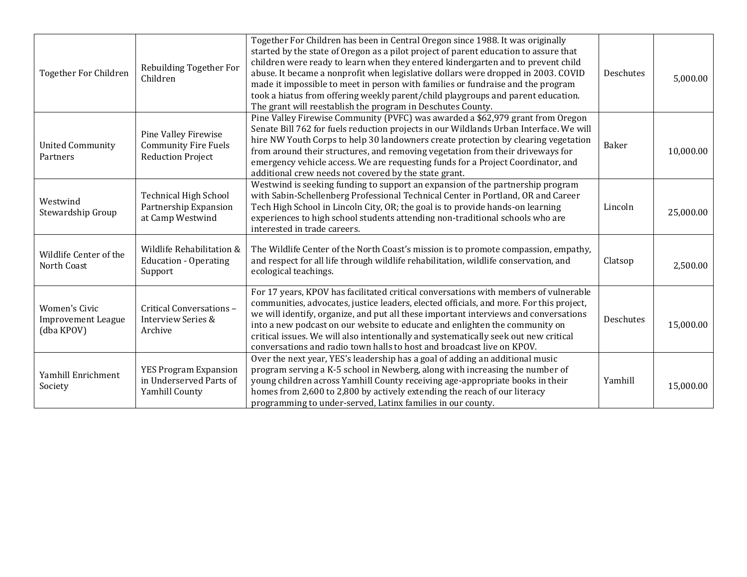| | | | | |
|---|---|---|---|---|
| Together For Children | Rebuilding Together For Children | Together For Children has been in Central Oregon since 1988. It was originally started by the state of Oregon as a pilot project of parent education to assure that children were ready to learn when they entered kindergarten and to prevent child abuse. It became a nonprofit when legislative dollars were dropped in 2003. COVID made it impossible to meet in person with families or fundraise and the program took a hiatus from offering weekly parent/child playgroups and parent education. The grant will reestablish the program in Deschutes County. | Deschutes | 5,000.00 |
| United Community Partners | Pine Valley Firewise Community Fire Fuels Reduction Project | Pine Valley Firewise Community (PVFC) was awarded a $62,979 grant from Oregon Senate Bill 762 for fuels reduction projects in our Wildlands Urban Interface. We will hire NW Youth Corps to help 30 landowners create protection by clearing vegetation from around their structures, and removing vegetation from their driveways for emergency vehicle access. We are requesting funds for a Project Coordinator, and additional crew needs not covered by the state grant. | Baker | 10,000.00 |
| Westwind Stewardship Group | Technical High School Partnership Expansion at Camp Westwind | Westwind is seeking funding to support an expansion of the partnership program with Sabin-Schellenberg Professional Technical Center in Portland, OR and Career Tech High School in Lincoln City, OR; the goal is to provide hands-on learning experiences to high school students attending non-traditional schools who are interested in trade careers. | Lincoln | 25,000.00 |
| Wildlife Center of the North Coast | Wildlife Rehabilitation & Education - Operating Support | The Wildlife Center of the North Coast's mission is to promote compassion, empathy, and respect for all life through wildlife rehabilitation, wildlife conservation, and ecological teachings. | Clatsop | 2,500.00 |
| Women's Civic Improvement League (dba KPOV) | Critical Conversations – Interview Series & Archive | For 17 years, KPOV has facilitated critical conversations with members of vulnerable communities, advocates, justice leaders, elected officials, and more. For this project, we will identify, organize, and put all these important interviews and conversations into a new podcast on our website to educate and enlighten the community on critical issues. We will also intentionally and systematically seek out new critical conversations and radio town halls to host and broadcast live on KPOV. | Deschutes | 15,000.00 |
| Yamhill Enrichment Society | YES Program Expansion in Underserved Parts of Yamhill County | Over the next year, YES's leadership has a goal of adding an additional music program serving a K-5 school in Newberg, along with increasing the number of young children across Yamhill County receiving age-appropriate books in their homes from 2,600 to 2,800 by actively extending the reach of our literacy programming to under-served, Latinx families in our county. | Yamhill | 15,000.00 |